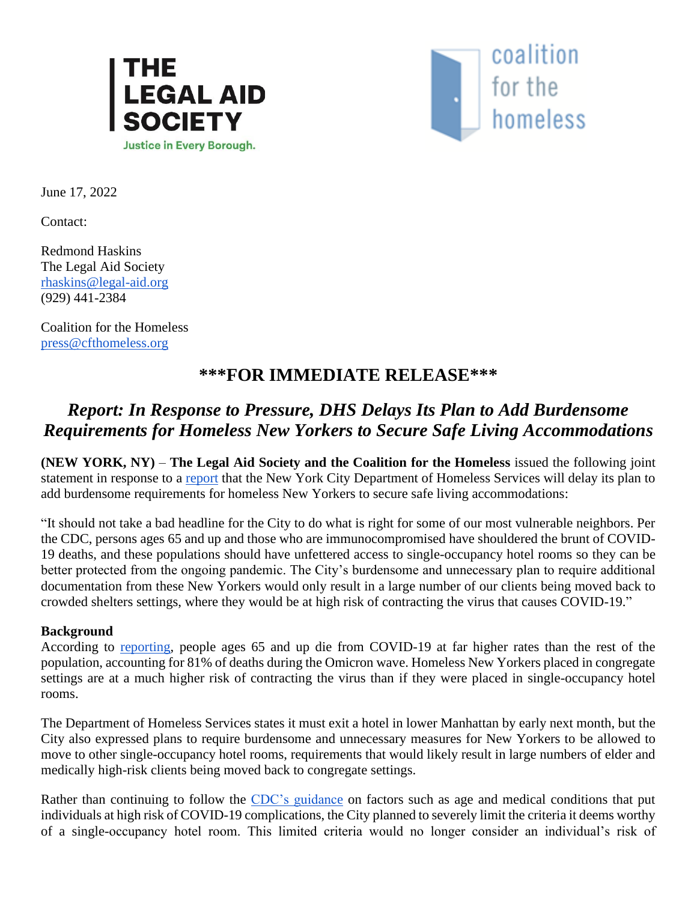**THE LEGAL AID SOCIETY**
Justice in Every Borough.

coalition for the homeless

June 17, 2022

Contact:

Redmond Haskins
The Legal Aid Society
rhaskins@legal-aid.org
(929) 441-2384

Coalition for the Homeless
press@cfthomeless.org

## ***FOR IMMEDIATE RELEASE***

# *Report: In Response to Pressure, DHS Delays Its Plan to Add Burdensome Requirements for Homeless New Yorkers to Secure Safe Living Accommodations*

**(NEW YORK, NY)** – **The Legal Aid Society and the Coalition for the Homeless** issued the following joint statement in response to a report that the New York City Department of Homeless Services will delay its plan to add burdensome requirements for homeless New Yorkers to secure safe living accommodations:

"It should not take a bad headline for the City to do what is right for some of our most vulnerable neighbors. Per the CDC, persons ages 65 and up and those who are immunocompromised have shouldered the brunt of COVID-19 deaths, and these populations should have unfettered access to single-occupancy hotel rooms so they can be better protected from the ongoing pandemic. The City's burdensome and unnecessary plan to require additional documentation from these New Yorkers would only result in a large number of our clients being moved back to crowded shelters settings, where they would be at high risk of contracting the virus that causes COVID-19."

**Background**

According to reporting, people ages 65 and up die from COVID-19 at far higher rates than the rest of the population, accounting for 81% of deaths during the Omicron wave. Homeless New Yorkers placed in congregate settings are at a much higher risk of contracting the virus than if they were placed in single-occupancy hotel rooms.

The Department of Homeless Services states it must exit a hotel in lower Manhattan by early next month, but the City also expressed plans to require burdensome and unnecessary measures for New Yorkers to be allowed to move to other single-occupancy hotel rooms, requirements that would likely result in large numbers of elder and medically high-risk clients being moved back to congregate settings.

Rather than continuing to follow the CDC's guidance on factors such as age and medical conditions that put individuals at high risk of COVID-19 complications, the City planned to severely limit the criteria it deems worthy of a single-occupancy hotel room. This limited criteria would no longer consider an individual's risk of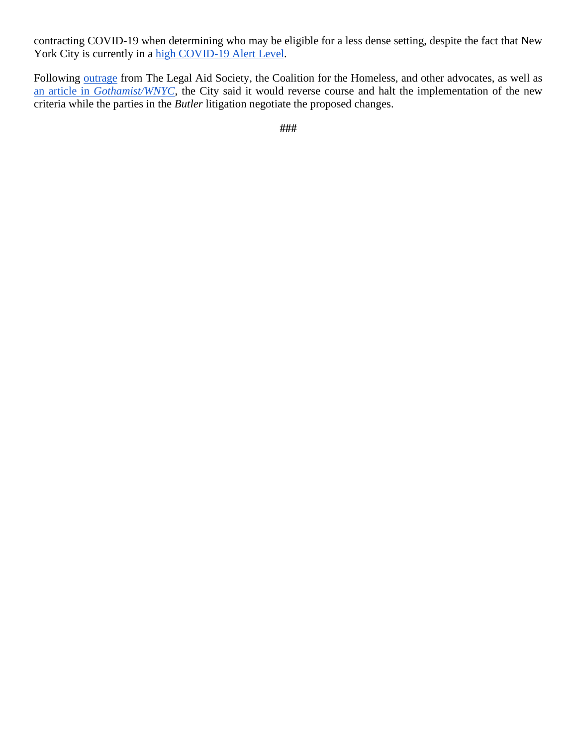contracting COVID-19 when determining who may be eligible for a less dense setting, despite the fact that New York City is currently in a high COVID-19 Alert Level.

Following outrage from The Legal Aid Society, the Coalition for the Homeless, and other advocates, as well as an article in *Gothamist/WNYC*, the City said it would reverse course and halt the implementation of the new criteria while the parties in the *Butler* litigation negotiate the proposed changes.

###